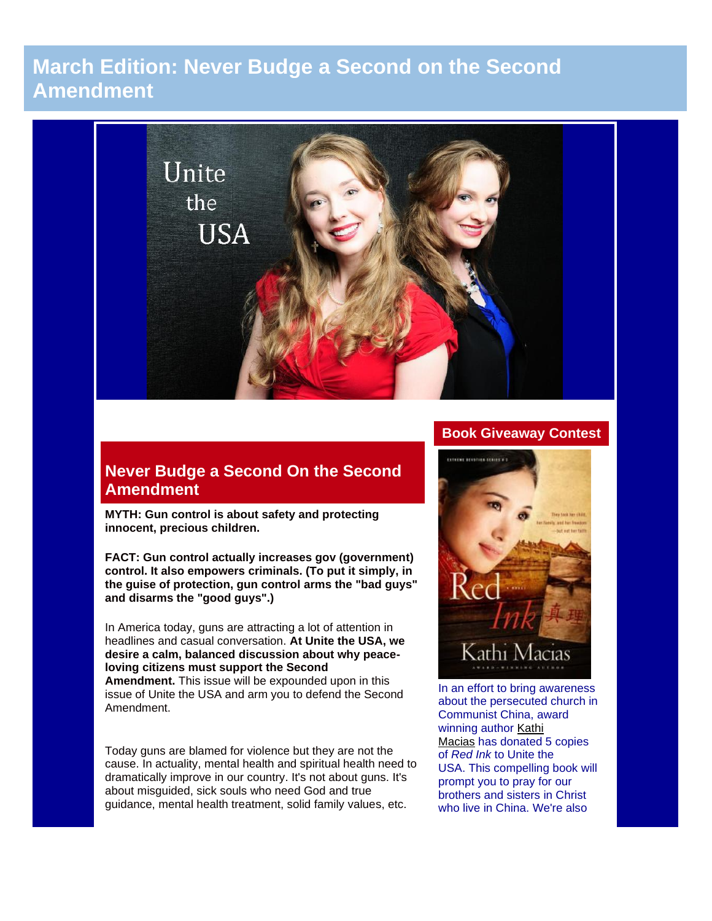# March Edition: Never Budge a Second on the Second Amendment

## Never Budge a Second On the Second Amendment

**MYTH: Gun control is about safety and protecting innocent, precious children.**

**FACT: Gun control actually increases gov (government) control. It also empowers criminals. (To put it simply, in the guise of protection, gun control arms the "bad guys" and disarms the "good guys".)**

In America today, guns are attracting a lot of attention in headlines and casual conversation. **At Unite the USA, we desire a calm, balanced discussion about why peace-loving citizens must support the Second Amendment.** This issue will be expounded upon in this issue of Unite the USA and arm you to defend the Second Amendment.

Today guns are blamed for violence but they are not the cause. In actuality, mental health and spiritual health need to dramatically improve in our country. It's not about guns. It's about misguided, sick souls who need God and true guidance, mental health treatment, solid family values, etc.

## Book Giveaway Contest

In an effort to bring awareness about the persecuted church in Communist China, award winning author Kathi Macias has donated 5 copies of *Red Ink* to Unite the USA. This compelling book will prompt you to pray for our brothers and sisters in Christ who live in China. We're also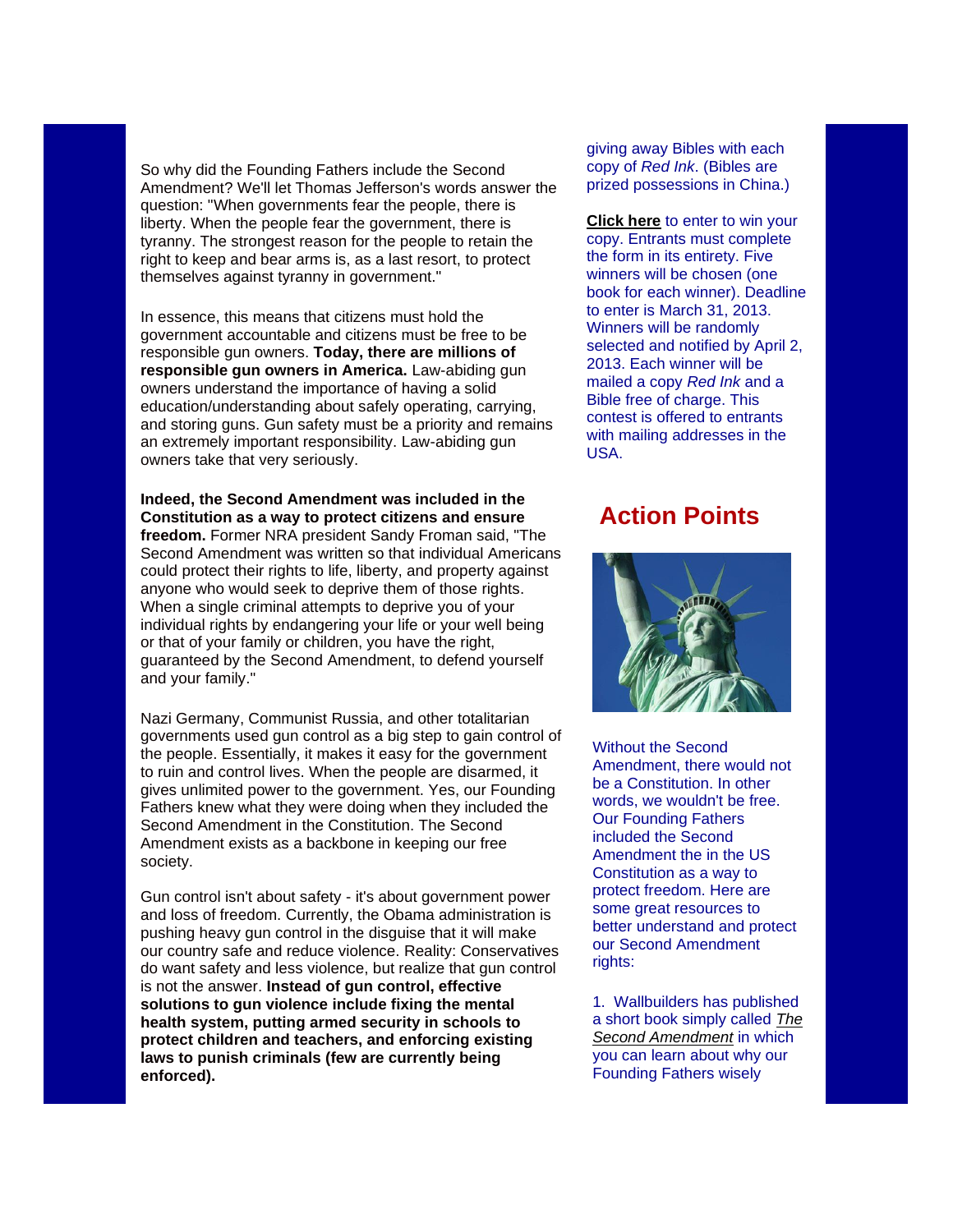So why did the Founding Fathers include the Second Amendment? We'll let Thomas Jefferson's words answer the question: "When governments fear the people, there is liberty. When the people fear the government, there is tyranny. The strongest reason for the people to retain the right to keep and bear arms is, as a last resort, to protect themselves against tyranny in government."

In essence, this means that citizens must hold the government accountable and citizens must be free to be responsible gun owners. **Today, there are millions of responsible gun owners in America.** Law-abiding gun owners understand the importance of having a solid education/understanding about safely operating, carrying, and storing guns. Gun safety must be a priority and remains an extremely important responsibility. Law-abiding gun owners take that very seriously.

**Indeed, the Second Amendment was included in the Constitution as a way to protect citizens and ensure freedom.** Former NRA president Sandy Froman said, "The Second Amendment was written so that individual Americans could protect their rights to life, liberty, and property against anyone who would seek to deprive them of those rights. When a single criminal attempts to deprive you of your individual rights by endangering your life or your well being or that of your family or children, you have the right, guaranteed by the Second Amendment, to defend yourself and your family."

Nazi Germany, Communist Russia, and other totalitarian governments used gun control as a big step to gain control of the people. Essentially, it makes it easy for the government to ruin and control lives. When the people are disarmed, it gives unlimited power to the government. Yes, our Founding Fathers knew what they were doing when they included the Second Amendment in the Constitution. The Second Amendment exists as a backbone in keeping our free society.

Gun control isn't about safety - it's about government power and loss of freedom. Currently, the Obama administration is pushing heavy gun control in the disguise that it will make our country safe and reduce violence. Reality: Conservatives do want safety and less violence, but realize that gun control is not the answer. **Instead of gun control, effective solutions to gun violence include fixing the mental health system, putting armed security in schools to protect children and teachers, and enforcing existing laws to punish criminals (few are currently being enforced).**

giving away Bibles with each copy of *Red Ink*. (Bibles are prized possessions in China.)

**Click here** to enter to win your copy. Entrants must complete the form in its entirety. Five winners will be chosen (one book for each winner). Deadline to enter is March 31, 2013. Winners will be randomly selected and notified by April 2, 2013. Each winner will be mailed a copy *Red Ink* and a Bible free of charge. This contest is offered to entrants with mailing addresses in the USA.

## Action Points

Without the Second Amendment, there would not be a Constitution. In other words, we wouldn't be free. Our Founding Fathers included the Second Amendment the in the US Constitution as a way to protect freedom. Here are some great resources to better understand and protect our Second Amendment rights:

1. Wallbuilders has published a short book simply called *The Second Amendment* in which you can learn about why our Founding Fathers wisely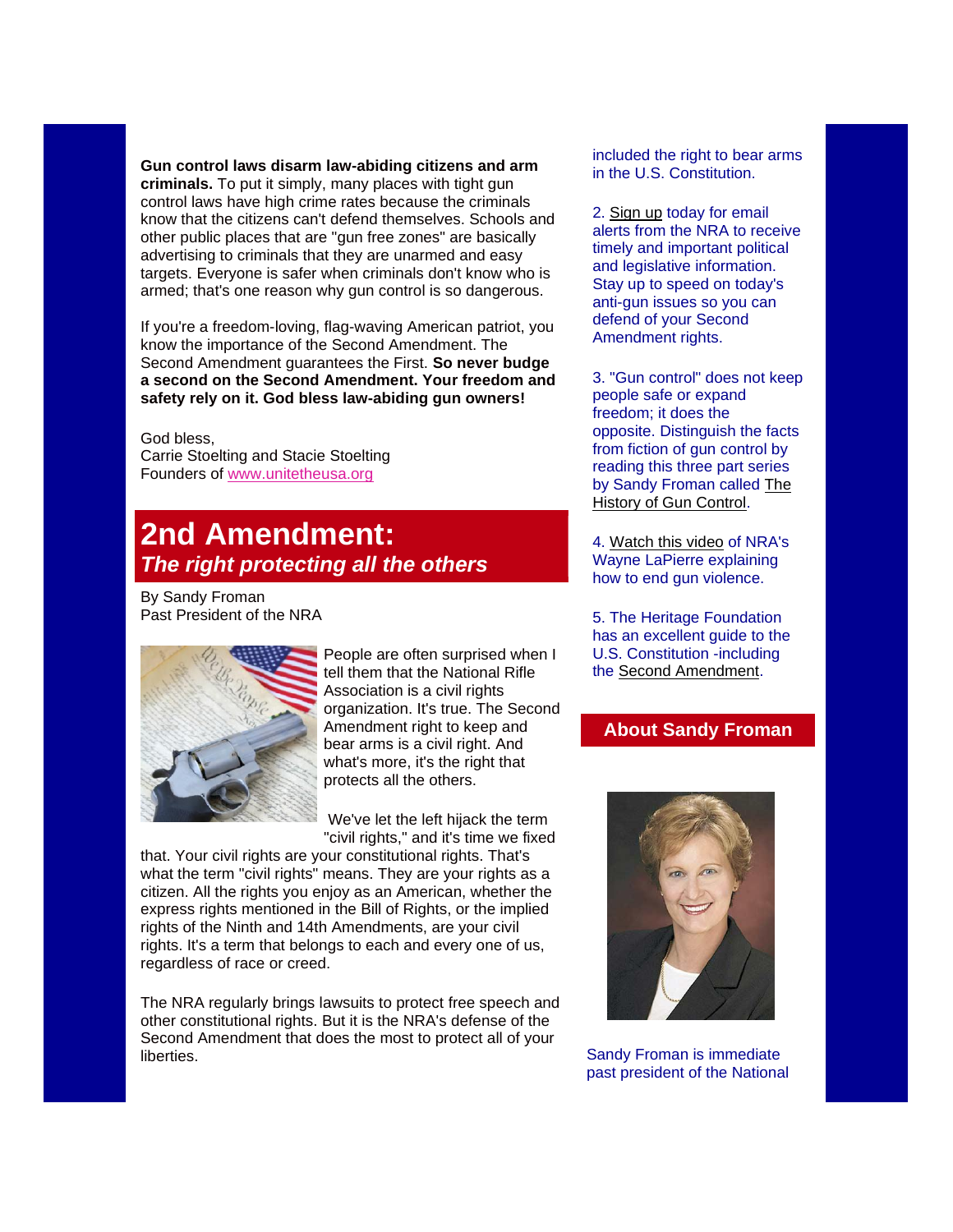**Gun control laws disarm law-abiding citizens and arm criminals.** To put it simply, many places with tight gun control laws have high crime rates because the criminals know that the citizens can't defend themselves. Schools and other public places that are "gun free zones" are basically advertising to criminals that they are unarmed and easy targets. Everyone is safer when criminals don't know who is armed; that's one reason why gun control is so dangerous.

If you're a freedom-loving, flag-waving American patriot, you know the importance of the Second Amendment. The Second Amendment guarantees the First. **So never budge a second on the Second Amendment. Your freedom and safety rely on it. God bless law-abiding gun owners!**

God bless,
Carrie Stoelting and Stacie Stoelting
Founders of www.unitetheusa.org

## 2nd Amendment: *The right protecting all the others*

By Sandy Froman
Past President of the NRA

People are often surprised when I tell them that the National Rifle Association is a civil rights organization. It's true. The Second Amendment right to keep and bear arms is a civil right. And what's more, it's the right that protects all the others.

We've let the left hijack the term "civil rights," and it's time we fixed that. Your civil rights are your constitutional rights. That's what the term "civil rights" means. They are your rights as a citizen. All the rights you enjoy as an American, whether the express rights mentioned in the Bill of Rights, or the implied rights of the Ninth and 14th Amendments, are your civil rights. It's a term that belongs to each and every one of us, regardless of race or creed.

The NRA regularly brings lawsuits to protect free speech and other constitutional rights. But it is the NRA's defense of the Second Amendment that does the most to protect all of your liberties.

included the right to bear arms in the U.S. Constitution.

2. Sign up today for email alerts from the NRA to receive timely and important political and legislative information. Stay up to speed on today's anti-gun issues so you can defend of your Second Amendment rights.

3. "Gun control" does not keep people safe or expand freedom; it does the opposite. Distinguish the facts from fiction of gun control by reading this three part series by Sandy Froman called The History of Gun Control.

4. Watch this video of NRA's Wayne LaPierre explaining how to end gun violence.

5. The Heritage Foundation has an excellent guide to the U.S. Constitution -including the Second Amendment.

### About Sandy Froman

Sandy Froman is immediate past president of the National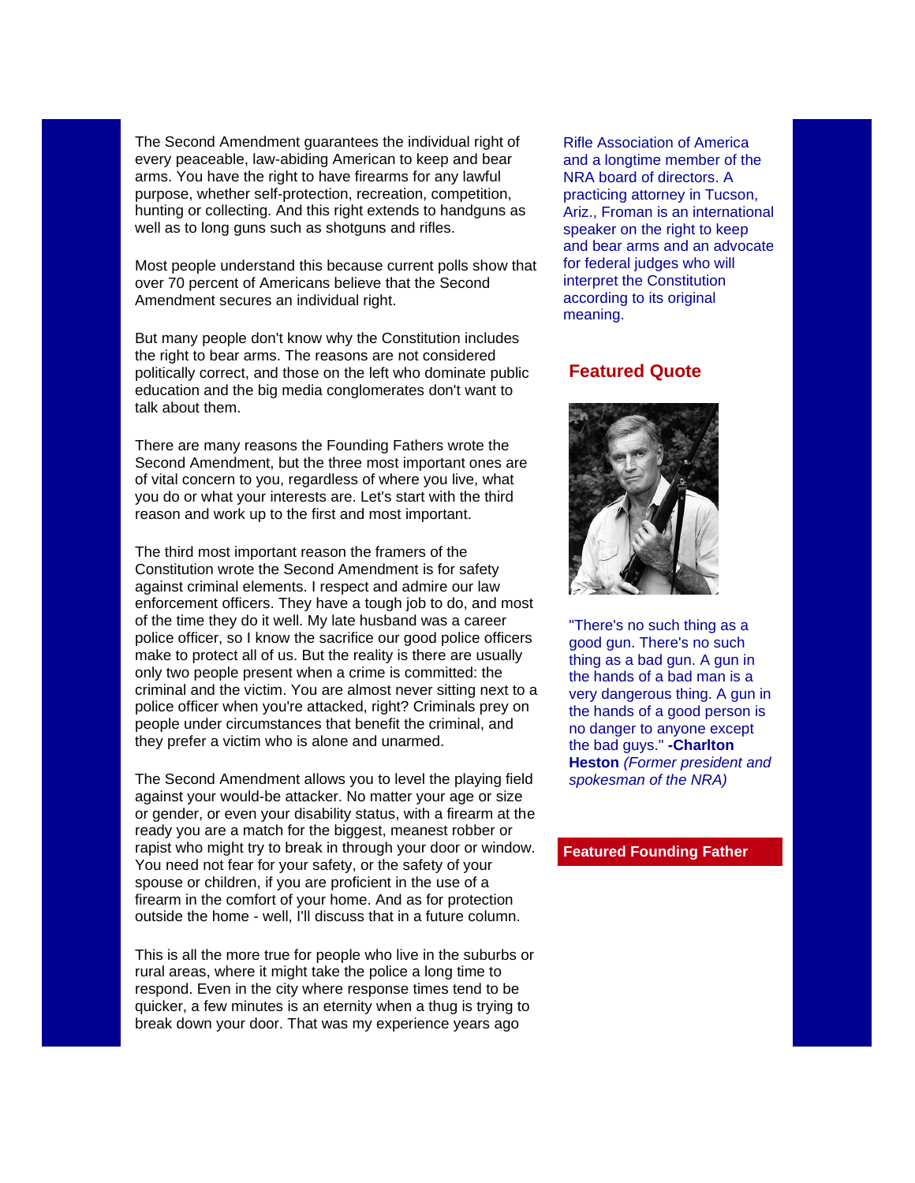The Second Amendment guarantees the individual right of every peaceable, law-abiding American to keep and bear arms. You have the right to have firearms for any lawful purpose, whether self-protection, recreation, competition, hunting or collecting. And this right extends to handguns as well as to long guns such as shotguns and rifles.

Most people understand this because current polls show that over 70 percent of Americans believe that the Second Amendment secures an individual right.

But many people don't know why the Constitution includes the right to bear arms. The reasons are not considered politically correct, and those on the left who dominate public education and the big media conglomerates don't want to talk about them.

There are many reasons the Founding Fathers wrote the Second Amendment, but the three most important ones are of vital concern to you, regardless of where you live, what you do or what your interests are. Let's start with the third reason and work up to the first and most important.

The third most important reason the framers of the Constitution wrote the Second Amendment is for safety against criminal elements. I respect and admire our law enforcement officers. They have a tough job to do, and most of the time they do it well. My late husband was a career police officer, so I know the sacrifice our good police officers make to protect all of us. But the reality is there are usually only two people present when a crime is committed: the criminal and the victim. You are almost never sitting next to a police officer when you're attacked, right? Criminals prey on people under circumstances that benefit the criminal, and they prefer a victim who is alone and unarmed.

The Second Amendment allows you to level the playing field against your would-be attacker. No matter your age or size or gender, or even your disability status, with a firearm at the ready you are a match for the biggest, meanest robber or rapist who might try to break in through your door or window. You need not fear for your safety, or the safety of your spouse or children, if you are proficient in the use of a firearm in the comfort of your home. And as for protection outside the home - well, I'll discuss that in a future column.

This is all the more true for people who live in the suburbs or rural areas, where it might take the police a long time to respond. Even in the city where response times tend to be quicker, a few minutes is an eternity when a thug is trying to break down your door. That was my experience years ago

Rifle Association of America and a longtime member of the NRA board of directors. A practicing attorney in Tucson, Ariz., Froman is an international speaker on the right to keep and bear arms and an advocate for federal judges who will interpret the Constitution according to its original meaning.

## Featured Quote

"There's no such thing as a good gun. There's no such thing as a bad gun. A gun in the hands of a bad man is a very dangerous thing. A gun in the hands of a good person is no danger to anyone except the bad guys." **-Charlton Heston** *(Former president and spokesman of the NRA)*

**Featured Founding Father**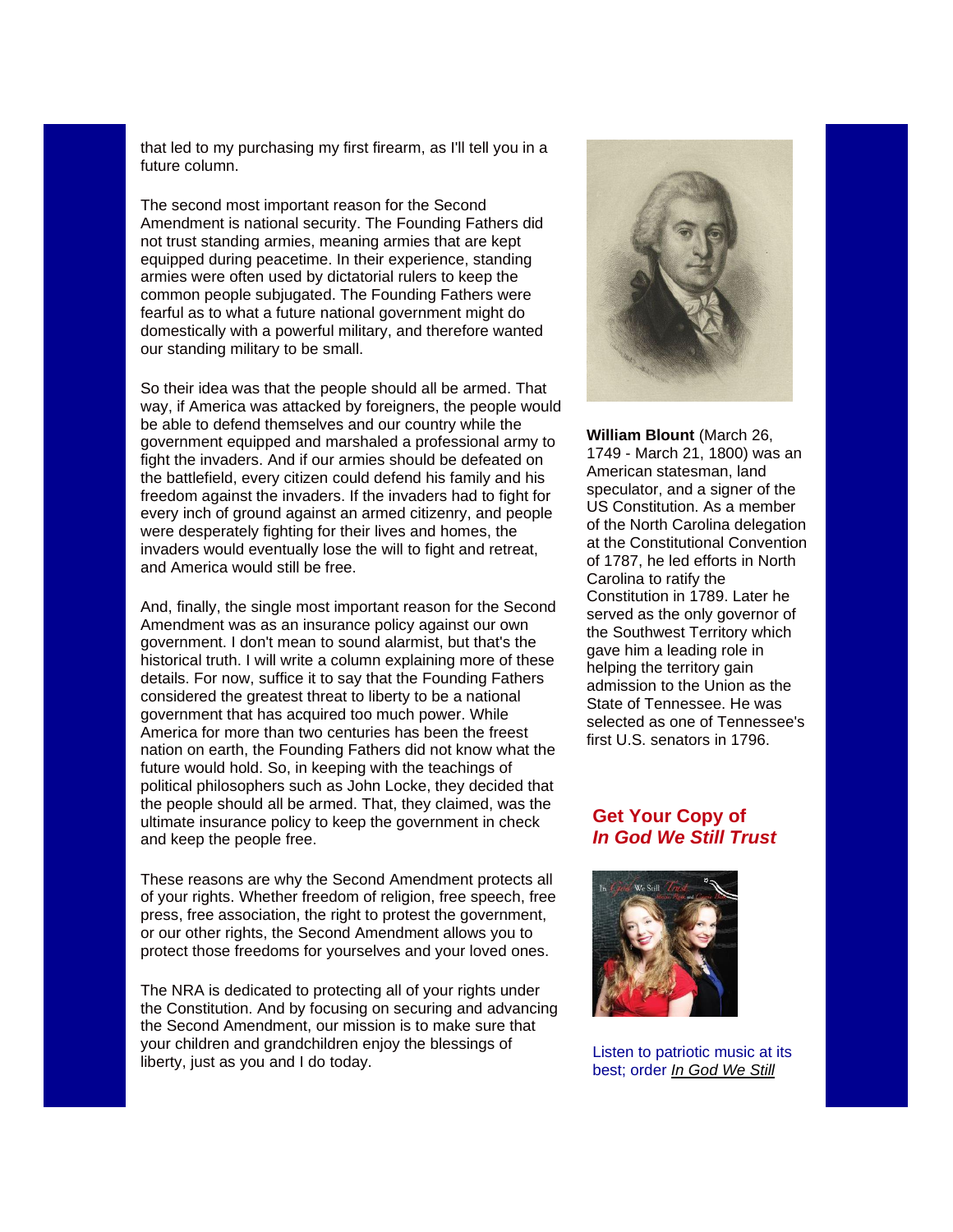that led to my purchasing my first firearm, as I'll tell you in a future column.

The second most important reason for the Second Amendment is national security. The Founding Fathers did not trust standing armies, meaning armies that are kept equipped during peacetime. In their experience, standing armies were often used by dictatorial rulers to keep the common people subjugated. The Founding Fathers were fearful as to what a future national government might do domestically with a powerful military, and therefore wanted our standing military to be small.

So their idea was that the people should all be armed. That way, if America was attacked by foreigners, the people would be able to defend themselves and our country while the government equipped and marshaled a professional army to fight the invaders. And if our armies should be defeated on the battlefield, every citizen could defend his family and his freedom against the invaders. If the invaders had to fight for every inch of ground against an armed citizenry, and people were desperately fighting for their lives and homes, the invaders would eventually lose the will to fight and retreat, and America would still be free.

And, finally, the single most important reason for the Second Amendment was as an insurance policy against our own government. I don't mean to sound alarmist, but that's the historical truth. I will write a column explaining more of these details. For now, suffice it to say that the Founding Fathers considered the greatest threat to liberty to be a national government that has acquired too much power. While America for more than two centuries has been the freest nation on earth, the Founding Fathers did not know what the future would hold. So, in keeping with the teachings of political philosophers such as John Locke, they decided that the people should all be armed. That, they claimed, was the ultimate insurance policy to keep the government in check and keep the people free.

These reasons are why the Second Amendment protects all of your rights. Whether freedom of religion, free speech, free press, free association, the right to protest the government, or our other rights, the Second Amendment allows you to protect those freedoms for yourselves and your loved ones.

The NRA is dedicated to protecting all of your rights under the Constitution. And by focusing on securing and advancing the Second Amendment, our mission is to make sure that your children and grandchildren enjoy the blessings of liberty, just as you and I do today.

**William Blount** (March 26, 1749 - March 21, 1800) was an American statesman, land speculator, and a signer of the US Constitution. As a member of the North Carolina delegation at the Constitutional Convention of 1787, he led efforts in North Carolina to ratify the Constitution in 1789. Later he served as the only governor of the Southwest Territory which gave him a leading role in helping the territory gain admission to the Union as the State of Tennessee. He was selected as one of Tennessee's first U.S. senators in 1796.

## Get Your Copy of *In God We Still Trust*

Listen to patriotic music at its best; order *In God We Still*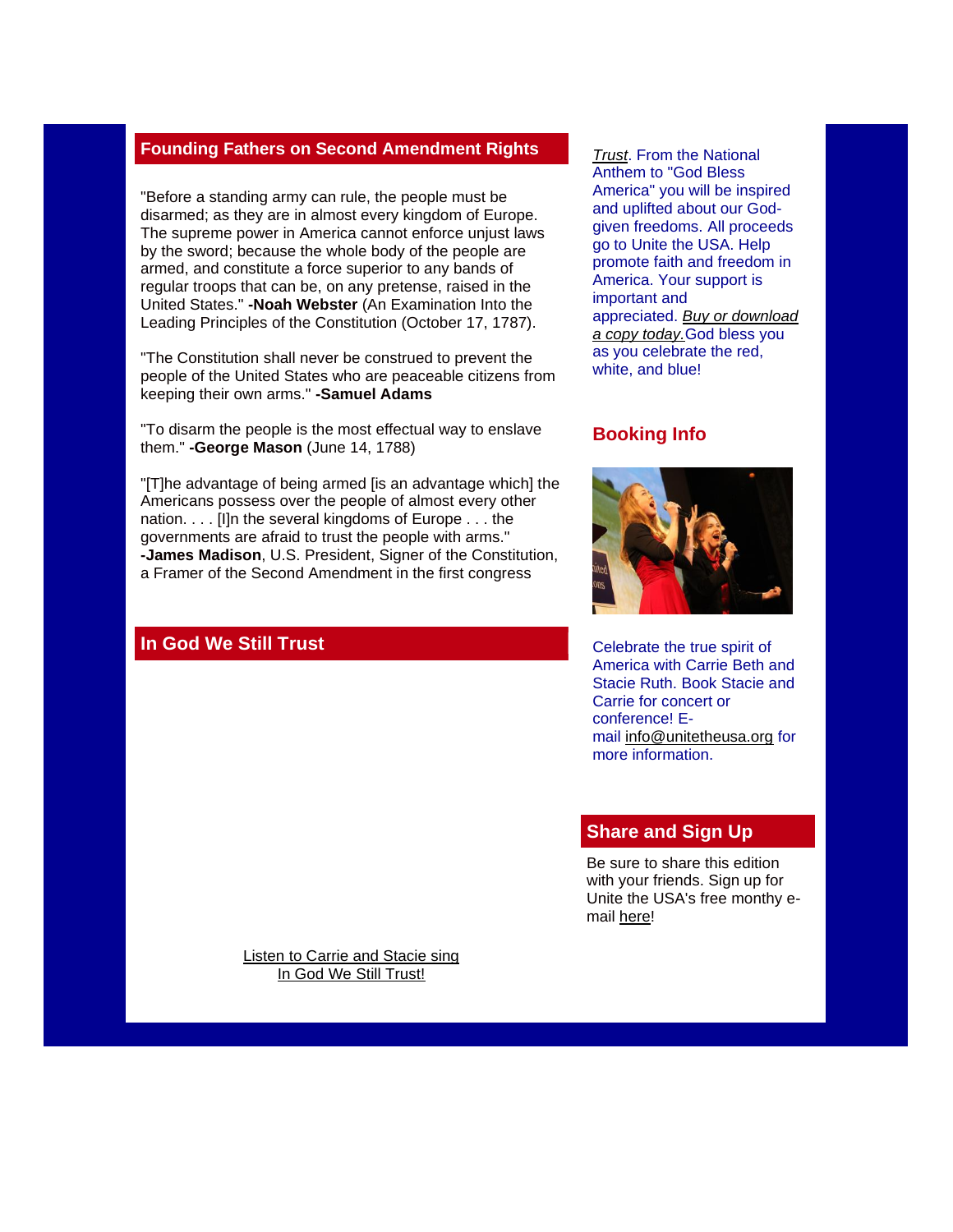## Founding Fathers on Second Amendment Rights

"Before a standing army can rule, the people must be disarmed; as they are in almost every kingdom of Europe. The supreme power in America cannot enforce unjust laws by the sword; because the whole body of the people are armed, and constitute a force superior to any bands of regular troops that can be, on any pretense, raised in the United States." **-Noah Webster** (An Examination Into the Leading Principles of the Constitution (October 17, 1787).

"The Constitution shall never be construed to prevent the people of the United States who are peaceable citizens from keeping their own arms." **-Samuel Adams**

"To disarm the people is the most effectual way to enslave them." **-George Mason** (June 14, 1788)

"[T]he advantage of being armed [is an advantage which] the Americans possess over the people of almost every other nation. . . . [I]n the several kingdoms of Europe . . . the governments are afraid to trust the people with arms." **-James Madison**, U.S. President, Signer of the Constitution, a Framer of the Second Amendment in the first congress

## In God We Still Trust

Listen to Carrie and Stacie sing In God We Still Trust!

*Trust*. From the National Anthem to "God Bless America" you will be inspired and uplifted about our God-given freedoms. All proceeds go to Unite the USA. Help promote faith and freedom in America. Your support is important and appreciated. *Buy or download a copy today.* God bless you as you celebrate the red, white, and blue!

## Booking Info

Celebrate the true spirit of America with Carrie Beth and Stacie Ruth. Book Stacie and Carrie for concert or conference! E-mail info@unitetheusa.org for more information.

## Share and Sign Up

Be sure to share this edition with your friends. Sign up for Unite the USA's free monthy e-mail here!